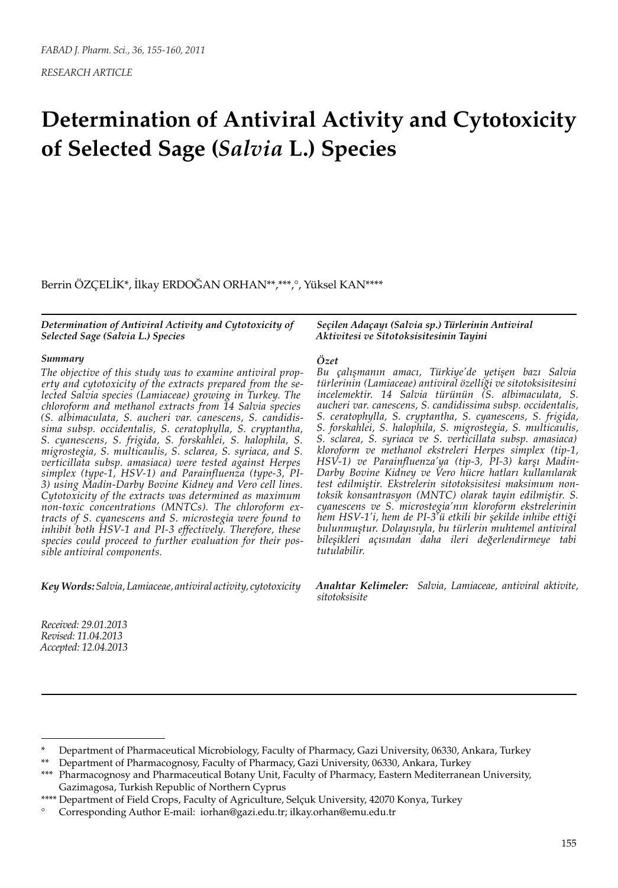*RESEARCH ARTICLE*

# Determination of Antiviral Activity and Cytotoxicity of Selected Sage (*Salvia* L.) Species

Berrin ÖZÇELİK*, İlkay ERDOĞAN ORHAN**,***,°, Yüksel KAN****

***Determination of Antiviral Activity and Cytotoxicity of Selected Sage (Salvia L.) Species***

***Summary***

*The objective of this study was to examine antiviral property and cytotoxicity of the extracts prepared from the selected Salvia species (Lamiaceae) growing in Turkey. The chloroform and methanol extracts from 14 Salvia species (S. albimaculata, S. aucheri var. canescens, S. candidissima subsp. occidentalis, S. ceratophylla, S. cryptantha, S. cyanescens, S. frigida, S. forskahlei, S. halophila, S. migrostegia, S. multicaulis, S. sclarea, S. syriaca, and S. verticillata subsp. amasiaca) were tested against Herpes simplex (type-1, HSV-1) and Parainfluenza (type-3, PI-3) using Madin-Darby Bovine Kidney and Vero cell lines. Cytotoxicity of the extracts was determined as maximum non-toxic concentrations (MNTCs). The chloroform extracts of S. cyanescens and S. microstegia were found to inhibit both HSV-1 and PI-3 effectively. Therefore, these species could proceed to further evaluation for their possible antiviral components.*

***Key Words:*** *Salvia, Lamiaceae, antiviral activity, cytotoxicity*

***Seçilen Adaçayı (Salvia sp.) Türlerinin Antiviral Aktivitesi ve Sitotoksisitesinin Tayini***

***Özet***

*Bu çalışmanın amacı, Türkiye'de yetişen bazı Salvia türlerinin (Lamiaceae) antiviral özelliği ve sitotoksisitesini incelemektir. 14 Salvia türünün (S. albimaculata, S. aucheri var. canescens, S. candidissima subsp. occidentalis, S. ceratophylla, S. cryptantha, S. cyanescens, S. frigida, S. forskahlei, S. halophila, S. migrostegia, S. multicaulis, S. sclarea, S. syriaca ve S. verticillata subsp. amasiaca) kloroform ve methanol ekstreleri Herpes simplex (tip-1, HSV-1) ve Parainfluenza'ya (tip-3, PI-3) karşı Madin-Darby Bovine Kidney ve Vero hücre hatları kullanılarak test edilmiştir. Ekstrelerin sitotoksisitesi maksimum non-toksik konsantrasyon (MNTC) olarak tayin edilmiştir. S. cyanescens ve S. microstegia'nın kloroform ekstrelerinin hem HSV-1'i, hem de PI-3'ü etkili bir şekilde inhibe ettiği bulunmuştur. Dolayısıyla, bu türlerin muhtemel antiviral bileşikleri açısından daha ileri değerlendirmeye tabi tutulabilir.*

***Anahtar Kelimeler:*** *Salvia, Lamiaceae, antiviral aktivite, sitotoksisite*

*Received: 29.01.2013*
*Revised: 11.04.2013*
*Accepted: 12.04.2013*

---

\* Department of Pharmaceutical Microbiology, Faculty of Pharmacy, Gazi University, 06330, Ankara, Turkey

\*\* Department of Pharmacognosy, Faculty of Pharmacy, Gazi University, 06330, Ankara, Turkey

\*\*\* Pharmacognosy and Pharmaceutical Botany Unit, Faculty of Pharmacy, Eastern Mediterranean University, Gazimagosa, Turkish Republic of Northern Cyprus

\*\*\*\* Department of Field Crops, Faculty of Agriculture, Selçuk University, 42070 Konya, Turkey

° Corresponding Author E-mail: iorhan@gazi.edu.tr; ilkay.orhan@emu.edu.tr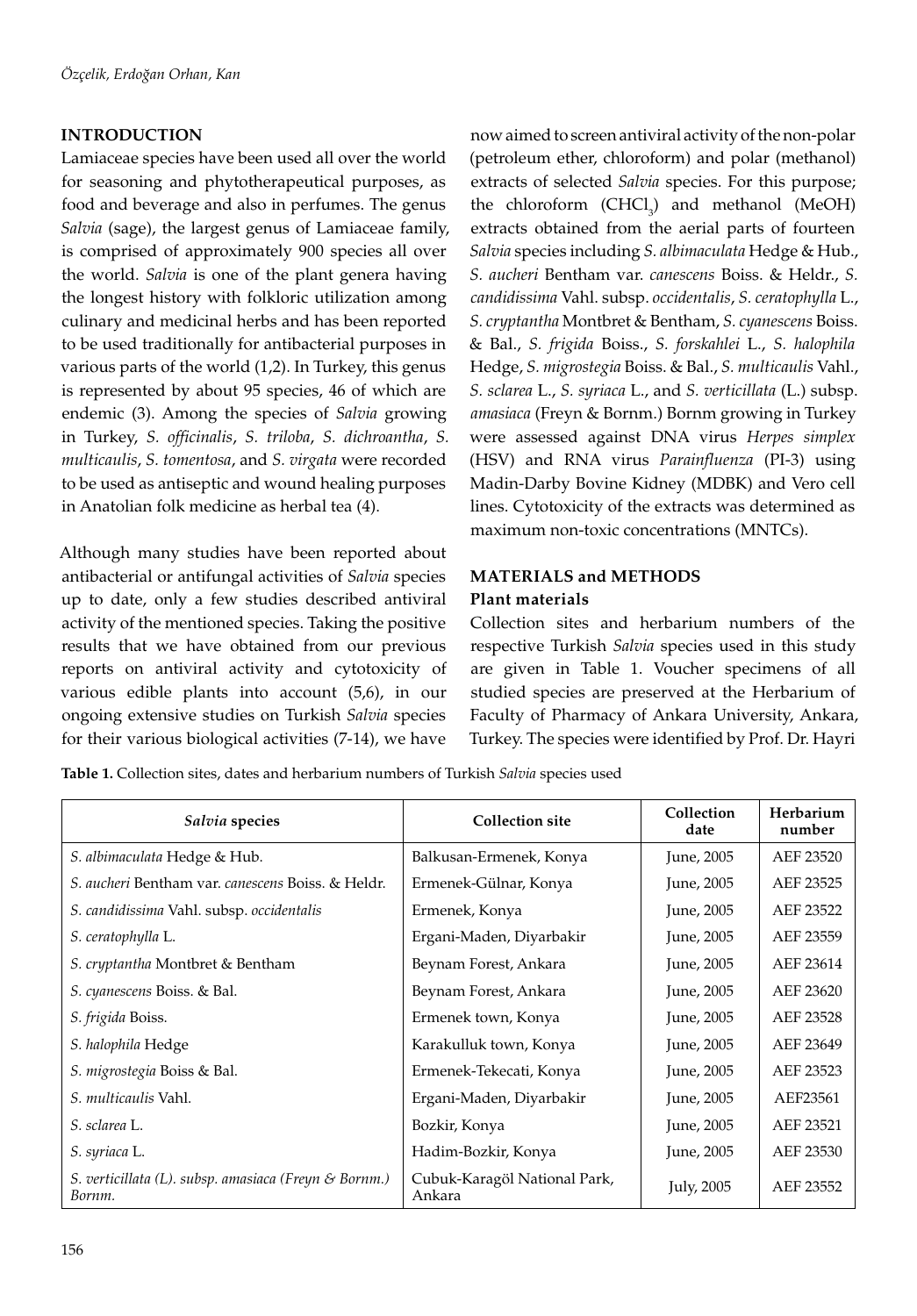## INTRODUCTION

Lamiaceae species have been used all over the world for seasoning and phytotherapeutical purposes, as food and beverage and also in perfumes. The genus *Salvia* (sage), the largest genus of Lamiaceae family, is comprised of approximately 900 species all over the world. *Salvia* is one of the plant genera having the longest history with folkloric utilization among culinary and medicinal herbs and has been reported to be used traditionally for antibacterial purposes in various parts of the world (1,2). In Turkey, this genus is represented by about 95 species, 46 of which are endemic (3). Among the species of *Salvia* growing in Turkey, *S. officinalis*, *S. triloba*, *S. dichroantha*, *S. multicaulis*, *S. tomentosa*, and *S. virgata* were recorded to be used as antiseptic and wound healing purposes in Anatolian folk medicine as herbal tea (4).

Although many studies have been reported about antibacterial or antifungal activities of *Salvia* species up to date, only a few studies described antiviral activity of the mentioned species. Taking the positive results that we have obtained from our previous reports on antiviral activity and cytotoxicity of various edible plants into account (5,6), in our ongoing extensive studies on Turkish *Salvia* species for their various biological activities (7-14), we have now aimed to screen antiviral activity of the non-polar (petroleum ether, chloroform) and polar (methanol) extracts of selected *Salvia* species. For this purpose; the chloroform ($CHCl_3$) and methanol (MeOH) extracts obtained from the aerial parts of fourteen *Salvia* species including *S. albimaculata* Hedge & Hub., *S. aucheri* Bentham var. *canescens* Boiss. & Heldr., *S. candidissima* Vahl. subsp. *occidentalis*, *S. ceratophylla* L., *S. cryptantha* Montbret & Bentham, *S. cyanescens* Boiss. & Bal., *S. frigida* Boiss., *S. forskahlei* L., *S. halophila* Hedge, *S. migrostegia* Boiss. & Bal., *S. multicaulis* Vahl., *S. sclarea* L., *S. syriaca* L., and *S. verticillata* (L.) subsp. *amasiaca* (Freyn & Bornm.) Bornm growing in Turkey were assessed against DNA virus *Herpes simplex* (HSV) and RNA virus *Parainfluenza* (PI-3) using Madin-Darby Bovine Kidney (MDBK) and Vero cell lines. Cytotoxicity of the extracts was determined as maximum non-toxic concentrations (MNTCs).

## MATERIALS and METHODS

### Plant materials

Collection sites and herbarium numbers of the respective Turkish *Salvia* species used in this study are given in Table 1. Voucher specimens of all studied species are preserved at the Herbarium of Faculty of Pharmacy of Ankara University, Ankara, Turkey. The species were identified by Prof. Dr. Hayri

**Table 1.** Collection sites, dates and herbarium numbers of Turkish *Salvia* species used

| *Salvia* species | Collection site | Collection date | Herbarium number |
|---|---|---|---|
| *S. albimaculata* Hedge & Hub. | Balkusan-Ermenek, Konya | June, 2005 | AEF 23520 |
| *S. aucheri* Bentham var. *canescens* Boiss. & Heldr. | Ermenek-Gülnar, Konya | June, 2005 | AEF 23525 |
| *S. candidissima* Vahl. subsp. *occidentalis* | Ermenek, Konya | June, 2005 | AEF 23522 |
| *S. ceratophylla* L. | Ergani-Maden, Diyarbakir | June, 2005 | AEF 23559 |
| *S. cryptantha* Montbret & Bentham | Beynam Forest, Ankara | June, 2005 | AEF 23614 |
| *S. cyanescens* Boiss. & Bal. | Beynam Forest, Ankara | June, 2005 | AEF 23620 |
| *S. frigida* Boiss. | Ermenek town, Konya | June, 2005 | AEF 23528 |
| *S. halophila* Hedge | Karakulluk town, Konya | June, 2005 | AEF 23649 |
| *S. migrostegia* Boiss & Bal. | Ermenek-Tekecati, Konya | June, 2005 | AEF 23523 |
| *S. multicaulis* Vahl. | Ergani-Maden, Diyarbakir | June, 2005 | AEF23561 |
| *S. sclarea* L. | Bozkir, Konya | June, 2005 | AEF 23521 |
| *S. syriaca* L. | Hadim-Bozkir, Konya | June, 2005 | AEF 23530 |
| *S. verticillata (L). subsp. amasiaca (Freyn & Bornm.) Bornm.* | Cubuk-Karagöl National Park, Ankara | July, 2005 | AEF 23552 |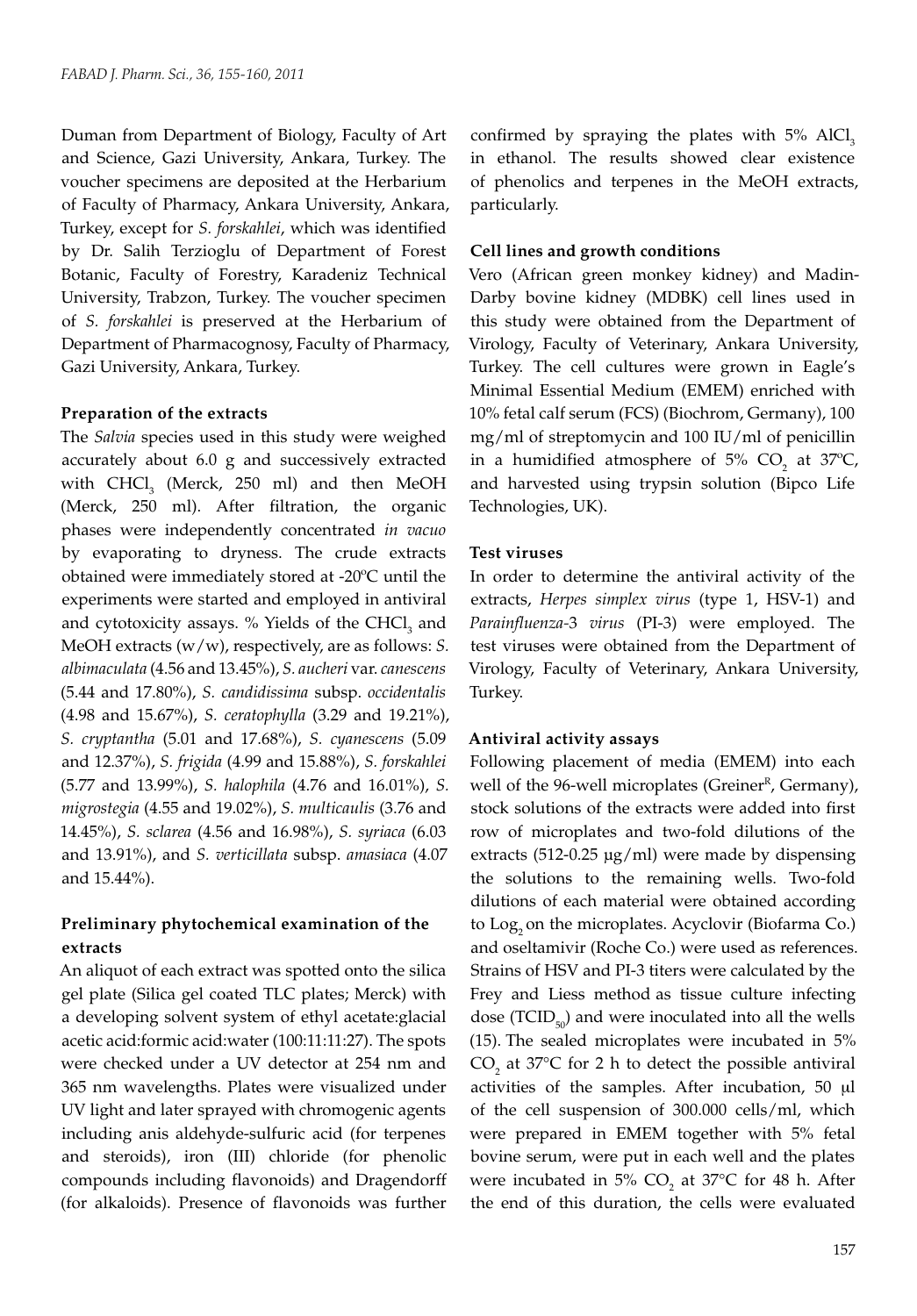Duman from Department of Biology, Faculty of Art and Science, Gazi University, Ankara, Turkey. The voucher specimens are deposited at the Herbarium of Faculty of Pharmacy, Ankara University, Ankara, Turkey, except for *S. forskahlei*, which was identified by Dr. Salih Terzioglu of Department of Forest Botanic, Faculty of Forestry, Karadeniz Technical University, Trabzon, Turkey. The voucher specimen of *S. forskahlei* is preserved at the Herbarium of Department of Pharmacognosy, Faculty of Pharmacy, Gazi University, Ankara, Turkey.

**Preparation of the extracts**

The *Salvia* species used in this study were weighed accurately about 6.0 g and successively extracted with $CHCl_3$ (Merck, 250 ml) and then MeOH (Merck, 250 ml). After filtration, the organic phases were independently concentrated *in vacuo* by evaporating to dryness. The crude extracts obtained were immediately stored at -20ºC until the experiments were started and employed in antiviral and cytotoxicity assays. % Yields of the $CHCl_3$ and MeOH extracts (w/w), respectively, are as follows: *S. albimaculata* (4.56 and 13.45%), *S. aucheri* var. *canescens* (5.44 and 17.80%), *S. candidissima* subsp. *occidentalis* (4.98 and 15.67%), *S. ceratophylla* (3.29 and 19.21%), *S. cryptantha* (5.01 and 17.68%), *S. cyanescens* (5.09 and 12.37%), *S. frigida* (4.99 and 15.88%), *S. forskahlei* (5.77 and 13.99%), *S. halophila* (4.76 and 16.01%), *S. migrostegia* (4.55 and 19.02%), *S. multicaulis* (3.76 and 14.45%), *S. sclarea* (4.56 and 16.98%), *S. syriaca* (6.03 and 13.91%), and *S. verticillata* subsp. *amasiaca* (4.07 and 15.44%).

**Preliminary phytochemical examination of the extracts**

An aliquot of each extract was spotted onto the silica gel plate (Silica gel coated TLC plates; Merck) with a developing solvent system of ethyl acetate:glacial acetic acid:formic acid:water (100:11:11:27). The spots were checked under a UV detector at 254 nm and 365 nm wavelengths. Plates were visualized under UV light and later sprayed with chromogenic agents including anis aldehyde-sulfuric acid (for terpenes and steroids), iron (III) chloride (for phenolic compounds including flavonoids) and Dragendorff (for alkaloids). Presence of flavonoids was further confirmed by spraying the plates with 5% $AlCl_3$ in ethanol. The results showed clear existence of phenolics and terpenes in the MeOH extracts, particularly.

**Cell lines and growth conditions**

Vero (African green monkey kidney) and Madin-Darby bovine kidney (MDBK) cell lines used in this study were obtained from the Department of Virology, Faculty of Veterinary, Ankara University, Turkey. The cell cultures were grown in Eagle's Minimal Essential Medium (EMEM) enriched with 10% fetal calf serum (FCS) (Biochrom, Germany), 100 mg/ml of streptomycin and 100 IU/ml of penicillin in a humidified atmosphere of 5% $CO_2$ at 37ºC, and harvested using trypsin solution (Bipco Life Technologies, UK).

**Test viruses**

In order to determine the antiviral activity of the extracts, *Herpes simplex virus* (type 1, HSV-1) and *Parainfluenza-3 virus* (PI-3) were employed. The test viruses were obtained from the Department of Virology, Faculty of Veterinary, Ankara University, Turkey.

**Antiviral activity assays**

Following placement of media (EMEM) into each well of the 96-well microplates (Greiner[R], Germany), stock solutions of the extracts were added into first row of microplates and two-fold dilutions of the extracts (512-0.25 µg/ml) were made by dispensing the solutions to the remaining wells. Two-fold dilutions of each material were obtained according to $Log_2$ on the microplates. Acyclovir (Biofarma Co.) and oseltamivir (Roche Co.) were used as references. Strains of HSV and PI-3 titers were calculated by the Frey and Liess method as tissue culture infecting dose ($TCID_{50}$) and were inoculated into all the wells (15). The sealed microplates were incubated in 5% $CO_2$ at 37°C for 2 h to detect the possible antiviral activities of the samples. After incubation, 50 µl of the cell suspension of 300.000 cells/ml, which were prepared in EMEM together with 5% fetal bovine serum, were put in each well and the plates were incubated in 5% $CO_2$ at 37°C for 48 h. After the end of this duration, the cells were evaluated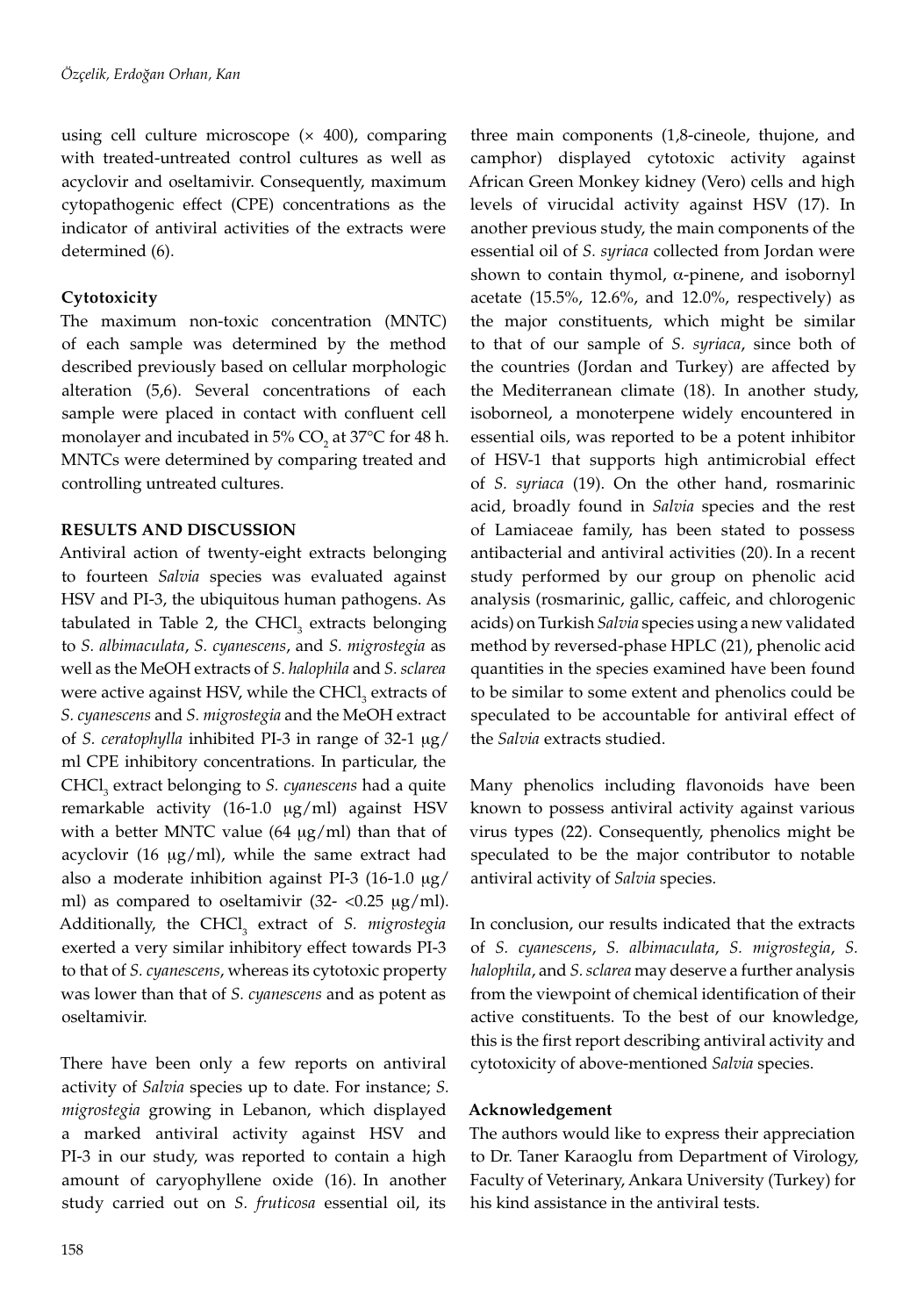using cell culture microscope (× 400), comparing with treated-untreated control cultures as well as acyclovir and oseltamivir. Consequently, maximum cytopathogenic effect (CPE) concentrations as the indicator of antiviral activities of the extracts were determined (6).

**Cytotoxicity**

The maximum non-toxic concentration (MNTC) of each sample was determined by the method described previously based on cellular morphologic alteration (5,6). Several concentrations of each sample were placed in contact with confluent cell monolayer and incubated in 5% $CO_2$ at 37°C for 48 h. MNTCs were determined by comparing treated and controlling untreated cultures.

## RESULTS AND DISCUSSION

Antiviral action of twenty-eight extracts belonging to fourteen *Salvia* species was evaluated against HSV and PI-3, the ubiquitous human pathogens. As tabulated in Table 2, the $CHCl_3$ extracts belonging to *S. albimaculata*, *S. cyanescens*, and *S. migrostegia* as well as the MeOH extracts of *S. halophila* and *S. sclarea* were active against HSV, while the $CHCl_3$ extracts of *S. cyanescens* and *S. migrostegia* and the MeOH extract of *S. ceratophylla* inhibited PI-3 in range of 32-1 μg/ml CPE inhibitory concentrations. In particular, the $CHCl_3$ extract belonging to *S. cyanescens* had a quite remarkable activity (16-1.0 μg/ml) against HSV with a better MNTC value (64 μg/ml) than that of acyclovir (16 μg/ml), while the same extract had also a moderate inhibition against PI-3 (16-1.0 μg/ml) as compared to oseltamivir (32- <0.25 μg/ml). Additionally, the $CHCl_3$ extract of *S. migrostegia* exerted a very similar inhibitory effect towards PI-3 to that of *S. cyanescens*, whereas its cytotoxic property was lower than that of *S. cyanescens* and as potent as oseltamivir.

There have been only a few reports on antiviral activity of *Salvia* species up to date. For instance; *S. migrostegia* growing in Lebanon, which displayed a marked antiviral activity against HSV and PI-3 in our study, was reported to contain a high amount of caryophyllene oxide (16). In another study carried out on *S. fruticosa* essential oil, its three main components (1,8-cineole, thujone, and camphor) displayed cytotoxic activity against African Green Monkey kidney (Vero) cells and high levels of virucidal activity against HSV (17). In another previous study, the main components of the essential oil of *S. syriaca* collected from Jordan were shown to contain thymol, α-pinene, and isobornyl acetate (15.5%, 12.6%, and 12.0%, respectively) as the major constituents, which might be similar to that of our sample of *S. syriaca*, since both of the countries (Jordan and Turkey) are affected by the Mediterranean climate (18). In another study, isoborneol, a monoterpene widely encountered in essential oils, was reported to be a potent inhibitor of HSV-1 that supports high antimicrobial effect of *S. syriaca* (19). On the other hand, rosmarinic acid, broadly found in *Salvia* species and the rest of Lamiaceae family, has been stated to possess antibacterial and antiviral activities (20). In a recent study performed by our group on phenolic acid analysis (rosmarinic, gallic, caffeic, and chlorogenic acids) on Turkish *Salvia* species using a new validated method by reversed-phase HPLC (21), phenolic acid quantities in the species examined have been found to be similar to some extent and phenolics could be speculated to be accountable for antiviral effect of the *Salvia* extracts studied.

Many phenolics including flavonoids have been known to possess antiviral activity against various virus types (22). Consequently, phenolics might be speculated to be the major contributor to notable antiviral activity of *Salvia* species.

In conclusion, our results indicated that the extracts of *S. cyanescens*, *S. albimaculata*, *S. migrostegia*, *S. halophila*, and *S. sclarea* may deserve a further analysis from the viewpoint of chemical identification of their active constituents. To the best of our knowledge, this is the first report describing antiviral activity and cytotoxicity of above-mentioned *Salvia* species.

**Acknowledgement**

The authors would like to express their appreciation to Dr. Taner Karaoglu from Department of Virology, Faculty of Veterinary, Ankara University (Turkey) for his kind assistance in the antiviral tests.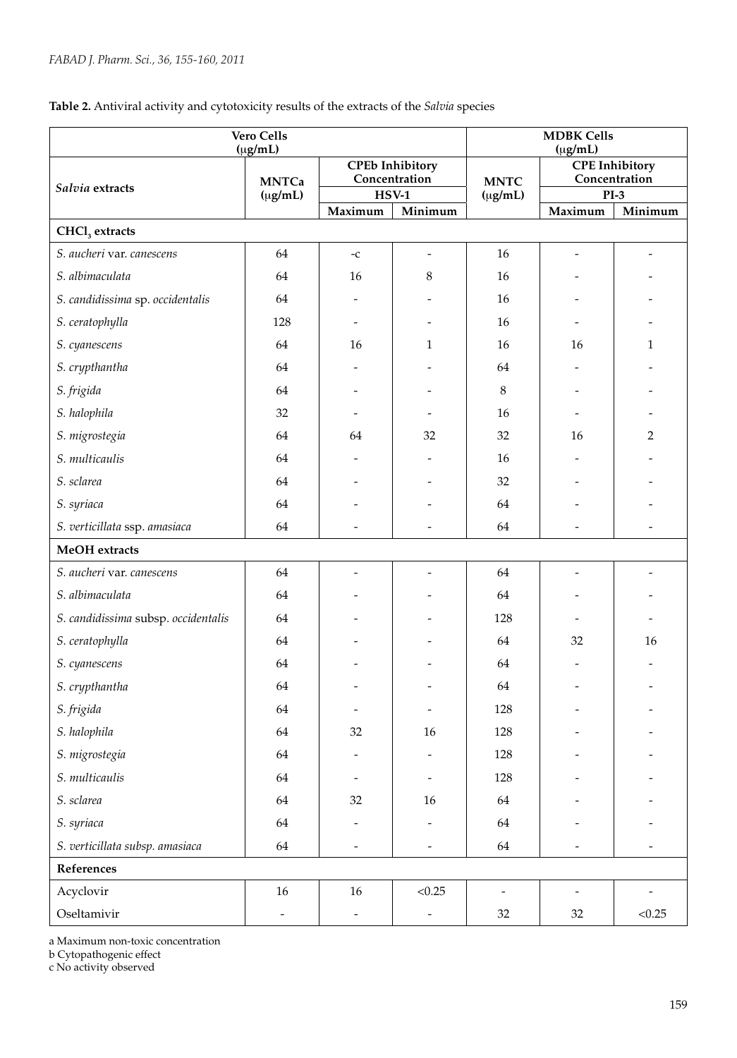**Table 2.** Antiviral activity and cytotoxicity results of the extracts of the *Salvia* species

| | Vero Cells (μg/mL) | | | MDBK Cells (μg/mL) | | |
|---|---|---|---|---|---|---|
| *Salvia* **extracts** | **MNTCa (μg/mL)** | **CPEb Inhibitory Concentration HSV-1** | | **MNTC (μg/mL)** | **CPE Inhibitory Concentration PI-3** | |
| | | **Maximum** | **Minimum** | | **Maximum** | **Minimum** |
| **$CHCl_3$ extracts** | | | | | | |
| *S. aucheri* var. *canescens* | 64 | -c | - | 16 | - | - |
| *S. albimaculata* | 64 | 16 | 8 | 16 | - | - |
| *S. candidissima* sp. *occidentalis* | 64 | - | - | 16 | - | - |
| *S. ceratophylla* | 128 | - | - | 16 | - | - |
| *S. cyanescens* | 64 | 16 | 1 | 16 | 16 | 1 |
| *S. crypthantha* | 64 | - | - | 64 | - | - |
| *S. frigida* | 64 | - | - | 8 | - | - |
| *S. halophila* | 32 | - | - | 16 | - | - |
| *S. migrostegia* | 64 | 64 | 32 | 32 | 16 | 2 |
| *S. multicaulis* | 64 | - | - | 16 | - | - |
| *S. sclarea* | 64 | - | - | 32 | - | - |
| *S. syriaca* | 64 | - | - | 64 | - | - |
| *S. verticillata* ssp. *amasiaca* | 64 | - | - | 64 | - | - |
| **MeOH extracts** | | | | | | |
| *S. aucheri* var. *canescens* | 64 | - | - | 64 | - | - |
| *S. albimaculata* | 64 | - | - | 64 | - | - |
| *S. candidissima* subsp. *occidentalis* | 64 | - | - | 128 | - | - |
| *S. ceratophylla* | 64 | - | - | 64 | 32 | 16 |
| *S. cyanescens* | 64 | - | - | 64 | - | - |
| *S. crypthantha* | 64 | - | - | 64 | - | - |
| *S. frigida* | 64 | - | - | 128 | - | - |
| *S. halophila* | 64 | 32 | 16 | 128 | - | - |
| *S. migrostegia* | 64 | - | - | 128 | - | - |
| *S. multicaulis* | 64 | - | - | 128 | - | - |
| *S. sclarea* | 64 | 32 | 16 | 64 | - | - |
| *S. syriaca* | 64 | - | - | 64 | - | - |
| *S. verticillata subsp. amasiaca* | 64 | - | - | 64 | - | - |
| **References** | | | | | | |
| Acyclovir | 16 | 16 | <0.25 | - | - | - |
| Oseltamivir | - | - | - | 32 | 32 | <0.25 |

a Maximum non-toxic concentration

b Cytopathogenic effect

c No activity observed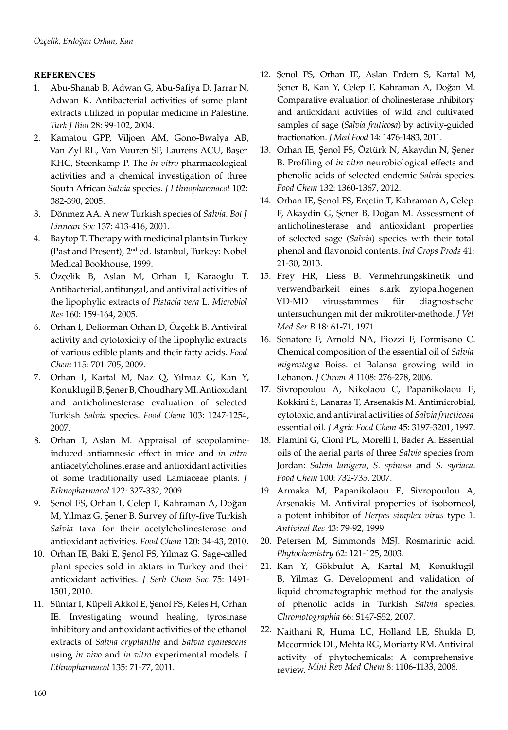**REFERENCES**

1. Abu-Shanab B, Adwan G, Abu-Safiya D, Jarrar N, Adwan K. Antibacterial activities of some plant extracts utilized in popular medicine in Palestine. *Turk J Biol* 28: 99-102, 2004.
2. Kamatou GPP, Viljoen AM, Gono-Bwalya AB, Van Zyl RL, Van Vuuren SF, Laurens ACU, Başer KHC, Steenkamp P. The *in vitro* pharmacological activities and a chemical investigation of three South African *Salvia* species. *J Ethnopharmacol* 102: 382-390, 2005.
3. Dönmez AA. A new Turkish species of *Salvia*. *Bot J Linnean Soc* 137: 413-416, 2001.
4. Baytop T. Therapy with medicinal plants in Turkey (Past and Present), 2nd ed. Istanbul, Turkey: Nobel Medical Bookhouse, 1999.
5. Özçelik B, Aslan M, Orhan I, Karaoglu T. Antibacterial, antifungal, and antiviral activities of the lipophylic extracts of *Pistacia vera* L. *Microbiol Res* 160: 159-164, 2005.
6. Orhan I, Deliorman Orhan D, Özçelik B. Antiviral activity and cytotoxicity of the lipophylic extracts of various edible plants and their fatty acids. *Food Chem* 115: 701-705, 2009.
7. Orhan I, Kartal M, Naz Q, Yılmaz G, Kan Y, Konuklugil B, Şener B, Choudhary MI. Antioxidant and anticholinesterase evaluation of selected Turkish *Salvia* species. *Food Chem* 103: 1247-1254, 2007.
8. Orhan I, Aslan M. Appraisal of scopolamine-induced antiamnesic effect in mice and *in vitro* antiacetylcholinesterase and antioxidant activities of some traditionally used Lamiaceae plants. *J Ethnopharmacol* 122: 327-332, 2009.
9. Şenol FS, Orhan I, Celep F, Kahraman A, Doğan M, Yılmaz G, Şener B. Survey of fifty-five Turkish *Salvia* taxa for their acetylcholinesterase and antioxidant activities. *Food Chem* 120: 34-43, 2010.
10. Orhan IE, Baki E, Şenol FS, Yılmaz G. Sage-called plant species sold in aktars in Turkey and their antioxidant activities. *J Serb Chem Soc* 75: 1491-1501, 2010.
11. Süntar I, Küpeli Akkol E, Şenol FS, Keles H, Orhan IE. Investigating wound healing, tyrosinase inhibitory and antioxidant activities of the ethanol extracts of *Salvia cryptantha* and *Salvia cyanescens* using *in vivo* and *in vitro* experimental models. *J Ethnopharmacol* 135: 71-77, 2011.
12. Şenol FS, Orhan IE, Aslan Erdem S, Kartal M, Şener B, Kan Y, Celep F, Kahraman A, Doğan M. Comparative evaluation of cholinesterase inhibitory and antioxidant activities of wild and cultivated samples of sage (*Salvia fruticosa*) by activity-guided fractionation. *J Med Food* 14: 1476-1483, 2011.
13. Orhan IE, Şenol FS, Öztürk N, Akaydin N, Şener B. Profiling of *in vitro* neurobiological effects and phenolic acids of selected endemic *Salvia* species. *Food Chem* 132: 1360-1367, 2012.
14. Orhan IE, Şenol FS, Erçetin T, Kahraman A, Celep F, Akaydin G, Şener B, Doğan M. Assessment of anticholinesterase and antioxidant properties of selected sage (*Salvia*) species with their total phenol and flavonoid contents. *Ind Crops Prods* 41: 21-30, 2013.
15. Frey HR, Liess B. Vermehrungskinetik und verwendbarkeit eines stark zytopathogenen VD-MD virusstammes für diagnostische untersuchungen mit der mikrotiter-methode. *J Vet Med Ser B* 18: 61-71, 1971.
16. Senatore F, Arnold NA, Piozzi F, Formisano C. Chemical composition of the essential oil of *Salvia migrostegia* Boiss. et Balansa growing wild in Lebanon. *J Chrom A* 1108: 276-278, 2006.
17. Sivropoulou A, Nikolaou C, Papanikolaou E, Kokkini S, Lanaras T, Arsenakis M. Antimicrobial, cytotoxic, and antiviral activities of *Salvia fructicosa* essential oil. *J Agric Food Chem* 45: 3197-3201, 1997.
18. Flamini G, Cioni PL, Morelli I, Bader A. Essential oils of the aerial parts of three *Salvia* species from Jordan: *Salvia lanigera*, *S. spinosa* and *S. syriaca*. *Food Chem* 100: 732-735, 2007.
19. Armaka M, Papanikolaou E, Sivropoulou A, Arsenakis M. Antiviral properties of isoborneol, a potent inhibitor of *Herpes simplex virus* type 1. *Antiviral Res* 43: 79-92, 1999.
20. Petersen M, Simmonds MSJ. Rosmarinic acid. *Phytochemistry* 62: 121-125, 2003.
21. Kan Y, Gökbulut A, Kartal M, Konuklugil B, Yilmaz G. Development and validation of liquid chromatographic method for the analysis of phenolic acids in Turkish *Salvia* species. *Chromotographia* 66: S147-S52, 2007.
22. Naithani R, Huma LC, Holland LE, Shukla D, Mccormick DL, Mehta RG, Moriarty RM. Antiviral activity of phytochemicals: A comprehensive review. *Mini Rev Med Chem* 8: 1106-1133, 2008.